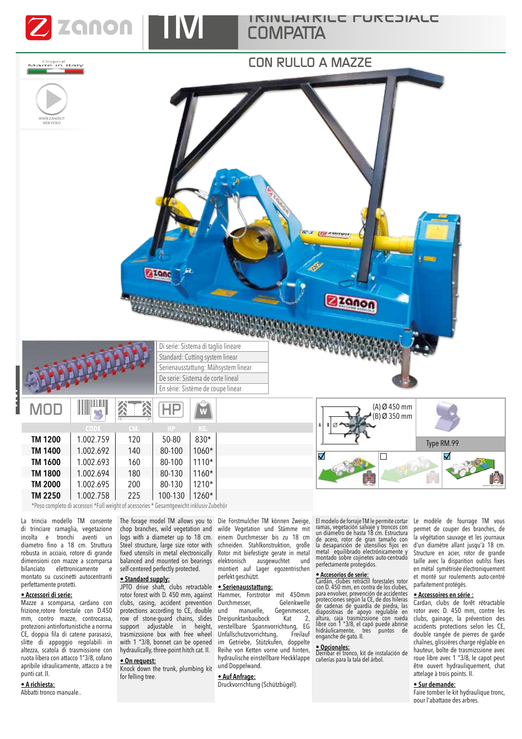# zanon TM

## TRINCIATRICE FORESTALE COMPATTA

### CON RULLO A MAZZE

Original Made in Italy

WWW.ZANON.IT WEB VIDEO

- Di serie: Sistema di taglio lineare
- Standard: Cutting system linear
- Serienausstattung: Mähsystem linear
- De serie: Sistema de corte lineal
- En sèrie: Sistème de coupe linear

| MOD | CODE | CM. | HP | KG. |
|---|---|---|---|---|
| TM 1200 | 1.002.759 | 120 | 50-80 | 830* |
| TM 1400 | 1.002.692 | 140 | 80-100 | 1060* |
| TM 1600 | 1.002.693 | 160 | 80-100 | 1110* |
| TM 1800 | 1.002.694 | 180 | 80-130 | 1160* |
| TM 2000 | 1.002.695 | 200 | 80-130 | 1210* |
| TM 2250 | 1.002.758 | 225 | 100-130 | 1260* |

*Peso completo di accessori *Full weight of acessories * Gesamtgewicht inklusiv Zubehör

(A) Ø 450 mm
(B) Ø 350 mm

Type RM.99

La trincia modello TM consente di trinciare ramaglia, vegetazione incolta e tronchi aventi un diametro fino a 18 cm. Struttura robusta in acciaio, rotore di grande dimensioni con mazze a scomparsa bilanciato elettronicamente e montato su cuscinetti autocentranti perfettamente protetti.

**• Accessori di serie:**
Mazze a scomparsa, cardano con frizione,rotore forestale con D.450 mm, contro mazze, controcassa, protezioni antinfortunistiche a norma CE, doppia fila di catene parasassi, slitte di appoggio regolabili in altezza, scatola di trasmissione con ruota libera con attacco 1"3/8, cofano apribile idraulicamente, attacco a tre punti cat. II.

**• A richiesta:**
Abbatti tronco manuale..

The forage model TM allows you to chop branches, wild vegetation and logs with a diameter up to 18 cm. Steel structure, large size rotor with fixed utensils in metal electronically balanced and mounted on bearings self-centered perfectly protected.

**• Standard supply:**
JPTO drive shaft, clubs retractable rotor forest with D. 450 mm, against clubs, casing, accident prevention protections according to CE, double row of stone-guard chains, slides support adjustable in height, trasmizssione box with free wheel with 1 "3/8, bonnet can be opened hydraulically, three-point hitch cat. II.

**• On request:**
Knock down the trunk, plumbing kit for felling tree.

Die Forstmulcher TM können Zweige, wilde Vegetation und Stämme mit einem Durchmesser bis zu 18 cm schneiden. Stahlkonstruktion, große Rotor mit biefestigte gerate in metal elektronisch ausgewuchtet und montiert auf Lager egozentrischen perfekt geschützt.

**• Serienausstattung:**
Hammer, Forstrotor mit 450mm Durchmesser, Gelenkwelle und manuelle, Gegenmesser, Dreipunktanbaubock Kat 2, Unfallschutzvorrichtung, Freilauf im Getriebe, Stützkufen, doppelte Reihe von Ketten vorne und hinten, verstellbare Spannvorrichtung, EG hydraulische einstellbare Heckklappe und Doppelwand.

**• Auf Anfrage:**
Druckvorrichtung (Schützbügel).

El modelo de forraje TM le permite cortar ramas, vegetación salvaje y troncos con un diámetro de hasta 18 cm. Estructura de acero, rotor de gran tamaño con la desaparición de utensilios fijos en metal equilibrado electrónicamente y montado sobre cojinetes auto-centrado perfectamente protegidos.

**• Accesorios de serie:**
Cardán, clubes retráctil forestales rotor con D. 450 mm, en contra de los clubes, para envolver, prevención de accidentes protecciones según la CE, de dos hileras de cadenas de guardia de piedra, las diapositivas de apoyo regulable en altura, caja trasmizssione con rueda libre con 1 "3/8, el capó puede abrirse hidráulicamente, tres puntos de enganche de gato. II.

**• Opcionales:**
Derribar el tronco, kit de instalación de cañerías para la tala del árbol.

Le modèle de fourrage TM vous permet de couper des branches, de la végétation sauvage et les journaux d'un diamètre allant jusqu'à 18 cm. Structure en acier, rotor de grande taille avec la disparition outilss fixes en métal symétrisée électroniquement et monté sur roulements auto-centré parfaitement protégés.

**• Accessoires en série :**
Cardan, clubs de forêt rétractable rotor avec D. 450 mm, contre les clubs, gainage, la prévention des accidents protections selon les CE, double rangée de pierres de garde chaînes, glissières charge réglable en hauteur, boîte de trasmizssione avec roue libre avec 1 "3/8, le capot peut être ouvert hydrauliquement, chat attelage à trois points. II.

**• Sur demande:**
Faire tomber le kit hydraulique tronc, pour l'abattage des arbres.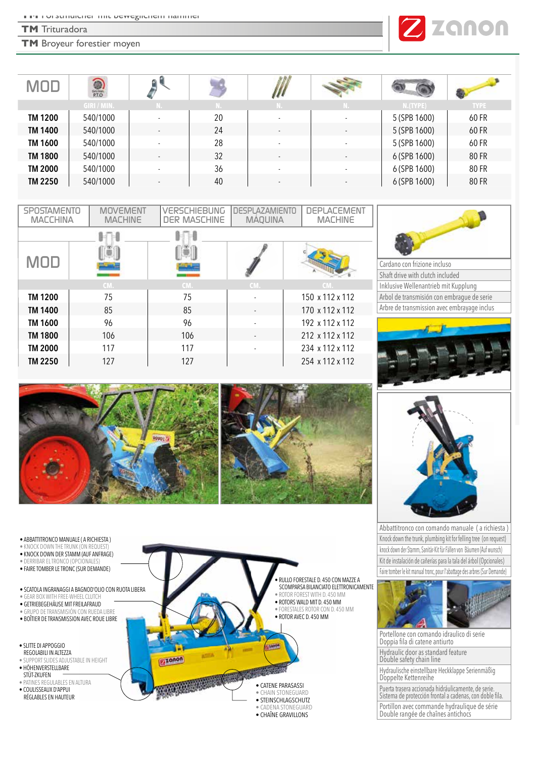**TM** Forstmulcher mit beweglichem Hammer
**TM** Trituradora
**TM** Broyeur forestier moyen

| MOD | P.T.O. GIRI / MIN. | N. | N. | N. | N. | N.(TYPE) | TYPE |
|---|---|---|---|---|---|---|---|
| TM 1200 | 540/1000 | - | 20 | - | - | 5 (SPB 1600) | 60 FR |
| TM 1400 | 540/1000 | - | 24 | - | - | 5 (SPB 1600) | 60 FR |
| TM 1600 | 540/1000 | - | 28 | - | - | 5 (SPB 1600) | 60 FR |
| TM 1800 | 540/1000 | - | 32 | - | - | 6 (SPB 1600) | 80 FR |
| TM 2000 | 540/1000 | - | 36 | - | - | 6 (SPB 1600) | 80 FR |
| TM 2250 | 540/1000 | - | 40 | - | - | 6 (SPB 1600) | 80 FR |

SPOSTAMENTO MACCHINA | MOVEMENT MACHINE | VERSCHIEBUNG DER MASCHINE | DESPLAZAMIENTO MÁQUINA | DEPLACEMENT MACHINE

| MOD | CM. | CM. | CM. | CM. |
|---|---|---|---|---|
| TM 1200 | 75 | 75 | - | 150 x 112 x 112 |
| TM 1400 | 85 | 85 | - | 170 x 112 x 112 |
| TM 1600 | 96 | 96 | - | 192 x 112 x 112 |
| TM 1800 | 106 | 106 | - | 212 x 112 x 112 |
| TM 2000 | 117 | 117 | - | 234 x 112 x 112 |
| TM 2250 | 127 | 127 | - | 254 x 112 x 112 |

Cardano con frizione incluso
Shaft drive with clutch included
Inklusive Wellenantrieb mit Kupplung
Arbol de transmisión con embrague de serie
Arbre de transmission avec embrayage inclus

- ABBATTITRONCO MANUALE ( A RICHIESTA )
- KNOCK DOWN THE TRUNK (ON REQUEST)
- KNOCK DOWN DER STAMM (AUF ANFRAGE)
- DERRIBAR EL TRONCO (OPCIONALES)
- FAIRE TOMBER LE TRONC (SUR DEMANDE)

- SCATOLA INGRANAGGI A BAGNO D'OLIO CON RUOTA LIBERA
- GEAR BOX WITH FREE-WHEEL CLUTCH
- GETRIEBEGEHÄUSE MIT FREILAFRAUD
- GRUPO DE TRANSMISIÓN CON RUEDA LIBRE
- BOÎTIER DE TRANSMISSION AVEC ROUE LIBRE

- SLITTE DI APPOGGIO REGOLABILI IN ALTEZZA
- SUPPORT SLIDES ADJUSTABLE IN HEIGHT
- HÖHENVERSTELLBARE STÜT-ZKUFEN
- PATINES REGULABLES EN ALTURA
- COULISSEAUX D'APPUI RÉGLABLES EN HAUTEUR

- RULLO FORESTALE D. 450 CON MAZZE A SCOMPARSA BILANCIATO ELETTRONICAMENTE
- ROTOR FOREST WITH D. 450 MM
- ROTORS WALD MIT D. 450 MM
- FORESTALES ROTOR CON D. 450 MM
- ROTOR AVEC D. 450 MM

- CATENE PARASASSI
- CHAIN STONEGUARD
- STEINSCHLAGSCHUTZ
- CADENA STONEGUARD
- CHAÎNE GRAVILLONS

Abbattitronco con comando manuale ( a richiesta )
Knock down the trunk, plumbing kit for felling tree (on request)
knock down der Stamm, Sanitär-Kit für Fällen von Bäumen (Auf wunsch)
Kit de instalación de cañerías para la tala del árbol (Opcionales)
Faire tomber le kit manual tronc, pour l'abattage des arbres (Sur Demande)

Portellone con comando idraulico di serie
Doppia fila di catene antiurto

Hydraulic door as standard feature
Double safety chain line

Hydraulische einstellbare Heckklappe Serienmäßig
Doppelte Kettenreihe

Puerta trasera accionada hidráulicamente, de serie.
Sistema de protección frontal a cadenas, con doble fila.

Portillon avec commande hydraulique de série
Double rangée de chaînes antichocs